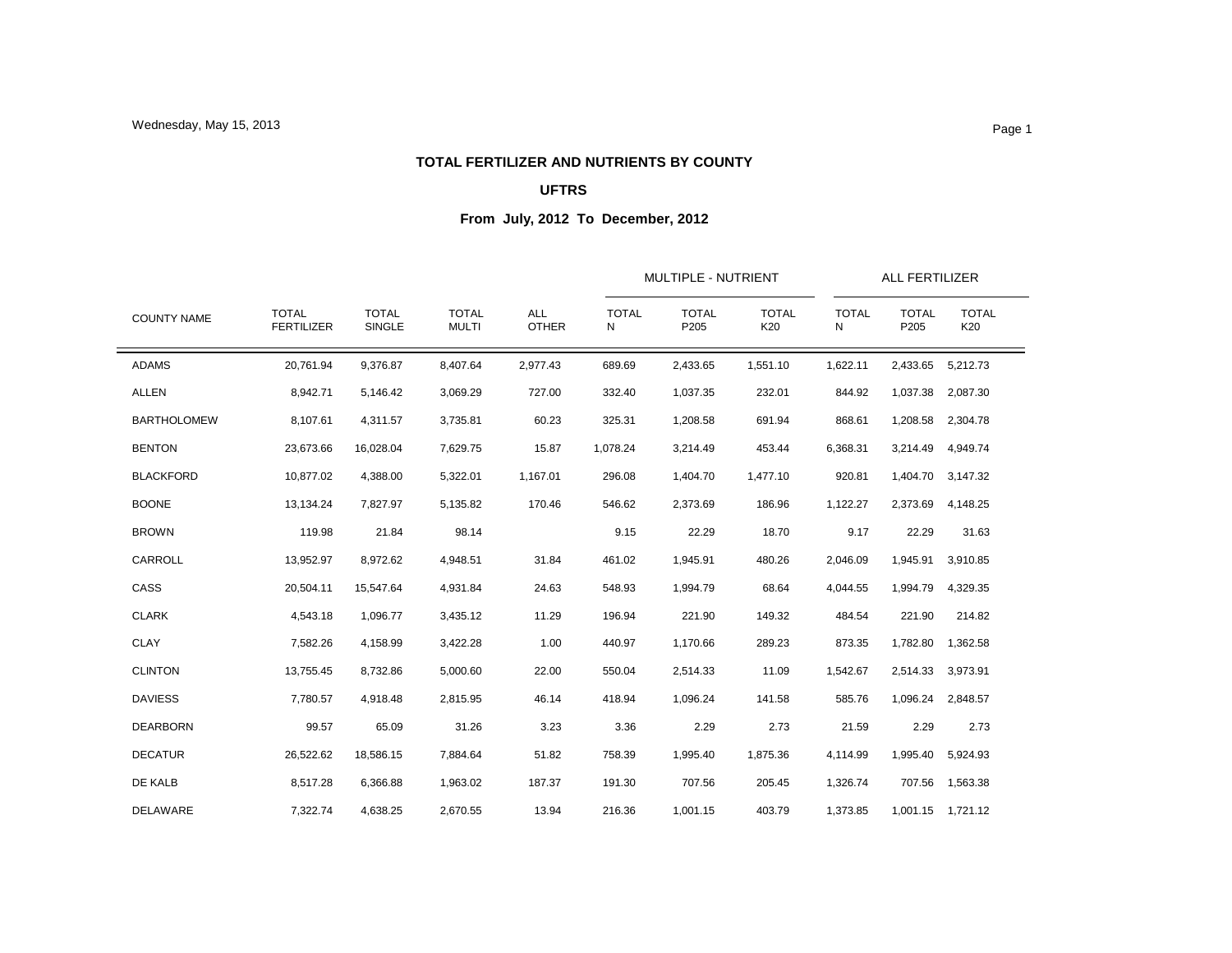# TOTAL FERTILIZER AND NUTRIENTS BY COUNTY

## UFTRS

### From July, 2012 To December, 2012

| COUNTY NAME | TOTAL FERTILIZER | TOTAL SINGLE | TOTAL MULTI | ALL OTHER | MULTIPLE - NUTRIENT | | | ALL FERTILIZER | | |
|---|---|---|---|---|---|---|---|---|---|---|
| | | | | | TOTAL N | TOTAL P205 | TOTAL K20 | TOTAL N | TOTAL P205 | TOTAL K20 |
| ADAMS | 20,761.94 | 9,376.87 | 8,407.64 | 2,977.43 | 689.69 | 2,433.65 | 1,551.10 | 1,622.11 | 2,433.65 | 5,212.73 |
| ALLEN | 8,942.71 | 5,146.42 | 3,069.29 | 727.00 | 332.40 | 1,037.35 | 232.01 | 844.92 | 1,037.38 | 2,087.30 |
| BARTHOLOMEW | 8,107.61 | 4,311.57 | 3,735.81 | 60.23 | 325.31 | 1,208.58 | 691.94 | 868.61 | 1,208.58 | 2,304.78 |
| BENTON | 23,673.66 | 16,028.04 | 7,629.75 | 15.87 | 1,078.24 | 3,214.49 | 453.44 | 6,368.31 | 3,214.49 | 4,949.74 |
| BLACKFORD | 10,877.02 | 4,388.00 | 5,322.01 | 1,167.01 | 296.08 | 1,404.70 | 1,477.10 | 920.81 | 1,404.70 | 3,147.32 |
| BOONE | 13,134.24 | 7,827.97 | 5,135.82 | 170.46 | 546.62 | 2,373.69 | 186.96 | 1,122.27 | 2,373.69 | 4,148.25 |
| BROWN | 119.98 | 21.84 | 98.14 | | 9.15 | 22.29 | 18.70 | 9.17 | 22.29 | 31.63 |
| CARROLL | 13,952.97 | 8,972.62 | 4,948.51 | 31.84 | 461.02 | 1,945.91 | 480.26 | 2,046.09 | 1,945.91 | 3,910.85 |
| CASS | 20,504.11 | 15,547.64 | 4,931.84 | 24.63 | 548.93 | 1,994.79 | 68.64 | 4,044.55 | 1,994.79 | 4,329.35 |
| CLARK | 4,543.18 | 1,096.77 | 3,435.12 | 11.29 | 196.94 | 221.90 | 149.32 | 484.54 | 221.90 | 214.82 |
| CLAY | 7,582.26 | 4,158.99 | 3,422.28 | 1.00 | 440.97 | 1,170.66 | 289.23 | 873.35 | 1,782.80 | 1,362.58 |
| CLINTON | 13,755.45 | 8,732.86 | 5,000.60 | 22.00 | 550.04 | 2,514.33 | 11.09 | 1,542.67 | 2,514.33 | 3,973.91 |
| DAVIESS | 7,780.57 | 4,918.48 | 2,815.95 | 46.14 | 418.94 | 1,096.24 | 141.58 | 585.76 | 1,096.24 | 2,848.57 |
| DEARBORN | 99.57 | 65.09 | 31.26 | 3.23 | 3.36 | 2.29 | 2.73 | 21.59 | 2.29 | 2.73 |
| DECATUR | 26,522.62 | 18,586.15 | 7,884.64 | 51.82 | 758.39 | 1,995.40 | 1,875.36 | 4,114.99 | 1,995.40 | 5,924.93 |
| DE KALB | 8,517.28 | 6,366.88 | 1,963.02 | 187.37 | 191.30 | 707.56 | 205.45 | 1,326.74 | 707.56 | 1,563.38 |
| DELAWARE | 7,322.74 | 4,638.25 | 2,670.55 | 13.94 | 216.36 | 1,001.15 | 403.79 | 1,373.85 | 1,001.15 | 1,721.12 |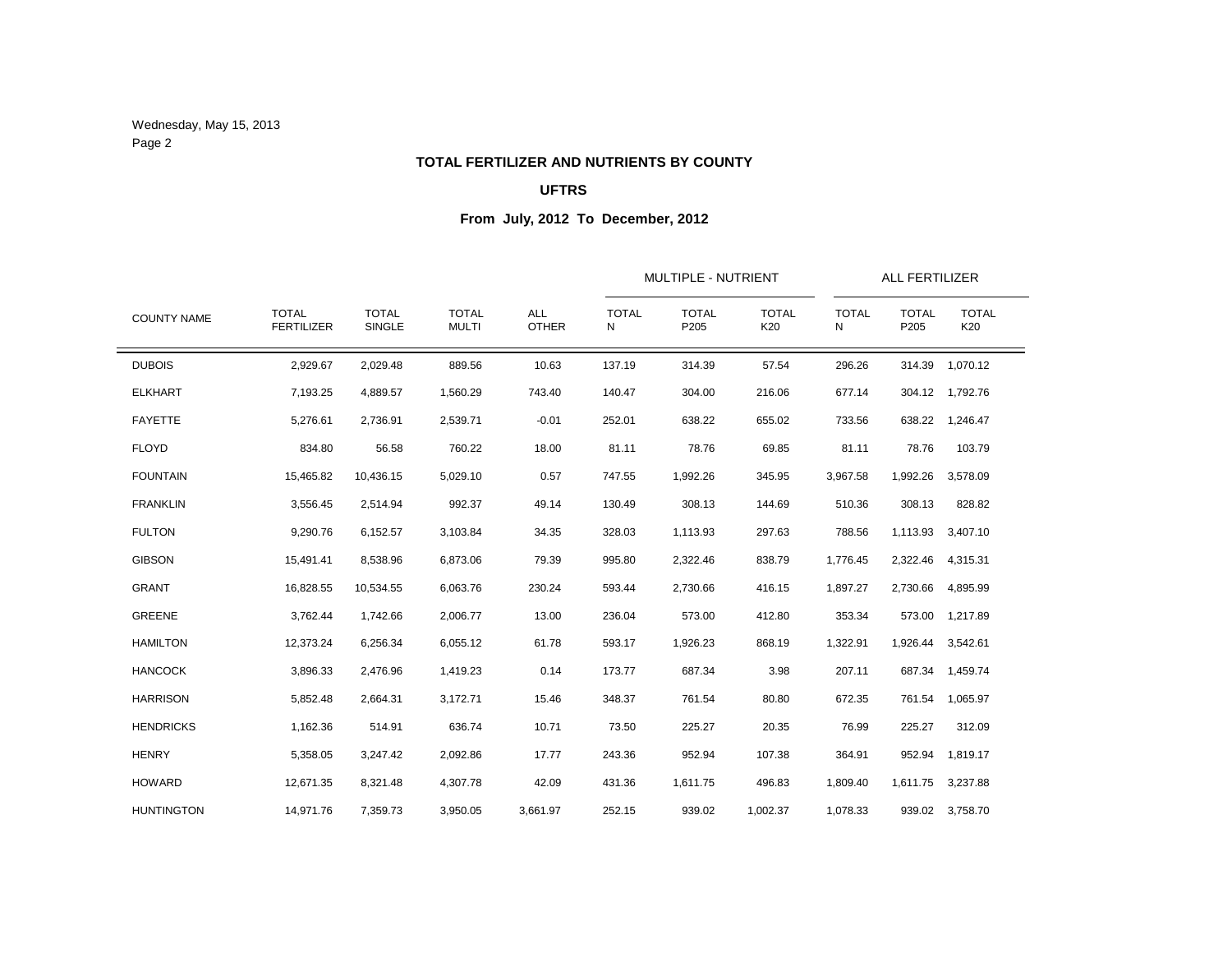Wednesday, May 15, 2013

**TOTAL FERTILIZER AND NUTRIENTS BY COUNTY**

**UFTRS**

**From July, 2012 To December, 2012**

| COUNTY NAME | TOTAL FERTILIZER | TOTAL SINGLE | TOTAL MULTI | ALL OTHER | MULTIPLE - NUTRIENT | | | ALL FERTILIZER | | |
|---|---|---|---|---|---|---|---|---|---|---|
| | | | | | TOTAL N | TOTAL P205 | TOTAL K20 | TOTAL N | TOTAL P205 | TOTAL K20 |
| DUBOIS | 2,929.67 | 2,029.48 | 889.56 | 10.63 | 137.19 | 314.39 | 57.54 | 296.26 | 314.39 | 1,070.12 |
| ELKHART | 7,193.25 | 4,889.57 | 1,560.29 | 743.40 | 140.47 | 304.00 | 216.06 | 677.14 | 304.12 | 1,792.76 |
| FAYETTE | 5,276.61 | 2,736.91 | 2,539.71 | -0.01 | 252.01 | 638.22 | 655.02 | 733.56 | 638.22 | 1,246.47 |
| FLOYD | 834.80 | 56.58 | 760.22 | 18.00 | 81.11 | 78.76 | 69.85 | 81.11 | 78.76 | 103.79 |
| FOUNTAIN | 15,465.82 | 10,436.15 | 5,029.10 | 0.57 | 747.55 | 1,992.26 | 345.95 | 3,967.58 | 1,992.26 | 3,578.09 |
| FRANKLIN | 3,556.45 | 2,514.94 | 992.37 | 49.14 | 130.49 | 308.13 | 144.69 | 510.36 | 308.13 | 828.82 |
| FULTON | 9,290.76 | 6,152.57 | 3,103.84 | 34.35 | 328.03 | 1,113.93 | 297.63 | 788.56 | 1,113.93 | 3,407.10 |
| GIBSON | 15,491.41 | 8,538.96 | 6,873.06 | 79.39 | 995.80 | 2,322.46 | 838.79 | 1,776.45 | 2,322.46 | 4,315.31 |
| GRANT | 16,828.55 | 10,534.55 | 6,063.76 | 230.24 | 593.44 | 2,730.66 | 416.15 | 1,897.27 | 2,730.66 | 4,895.99 |
| GREENE | 3,762.44 | 1,742.66 | 2,006.77 | 13.00 | 236.04 | 573.00 | 412.80 | 353.34 | 573.00 | 1,217.89 |
| HAMILTON | 12,373.24 | 6,256.34 | 6,055.12 | 61.78 | 593.17 | 1,926.23 | 868.19 | 1,322.91 | 1,926.44 | 3,542.61 |
| HANCOCK | 3,896.33 | 2,476.96 | 1,419.23 | 0.14 | 173.77 | 687.34 | 3.98 | 207.11 | 687.34 | 1,459.74 |
| HARRISON | 5,852.48 | 2,664.31 | 3,172.71 | 15.46 | 348.37 | 761.54 | 80.80 | 672.35 | 761.54 | 1,065.97 |
| HENDRICKS | 1,162.36 | 514.91 | 636.74 | 10.71 | 73.50 | 225.27 | 20.35 | 76.99 | 225.27 | 312.09 |
| HENRY | 5,358.05 | 3,247.42 | 2,092.86 | 17.77 | 243.36 | 952.94 | 107.38 | 364.91 | 952.94 | 1,819.17 |
| HOWARD | 12,671.35 | 8,321.48 | 4,307.78 | 42.09 | 431.36 | 1,611.75 | 496.83 | 1,809.40 | 1,611.75 | 3,237.88 |
| HUNTINGTON | 14,971.76 | 7,359.73 | 3,950.05 | 3,661.97 | 252.15 | 939.02 | 1,002.37 | 1,078.33 | 939.02 | 3,758.70 |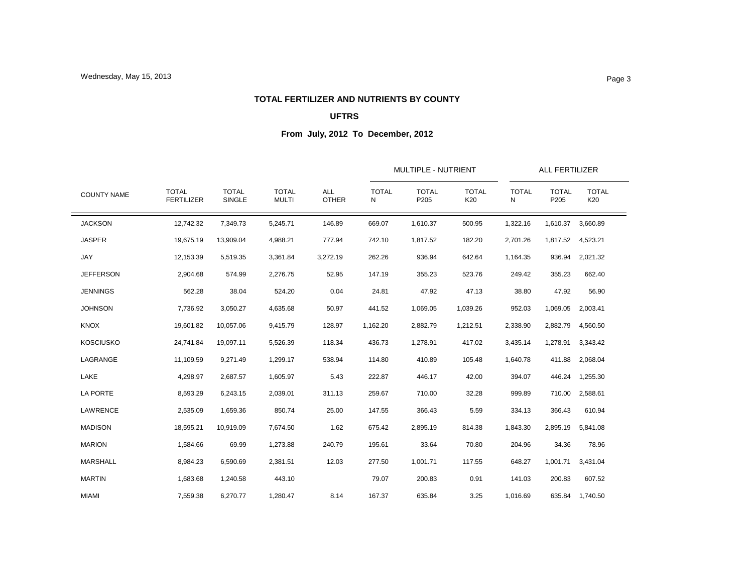**TOTAL FERTILIZER AND NUTRIENTS BY COUNTY**

**UFTRS**

**From July, 2012 To December, 2012**

| COUNTY NAME | TOTAL FERTILIZER | TOTAL SINGLE | TOTAL MULTI | ALL OTHER | MULTIPLE - NUTRIENT | | | ALL FERTILIZER | | |
|---|---|---|---|---|---|---|---|---|---|---|
| | | | | | TOTAL N | TOTAL P205 | TOTAL K20 | TOTAL N | TOTAL P205 | TOTAL K20 |
| JACKSON | 12,742.32 | 7,349.73 | 5,245.71 | 146.89 | 669.07 | 1,610.37 | 500.95 | 1,322.16 | 1,610.37 | 3,660.89 |
| JASPER | 19,675.19 | 13,909.04 | 4,988.21 | 777.94 | 742.10 | 1,817.52 | 182.20 | 2,701.26 | 1,817.52 | 4,523.21 |
| JAY | 12,153.39 | 5,519.35 | 3,361.84 | 3,272.19 | 262.26 | 936.94 | 642.64 | 1,164.35 | 936.94 | 2,021.32 |
| JEFFERSON | 2,904.68 | 574.99 | 2,276.75 | 52.95 | 147.19 | 355.23 | 523.76 | 249.42 | 355.23 | 662.40 |
| JENNINGS | 562.28 | 38.04 | 524.20 | 0.04 | 24.81 | 47.92 | 47.13 | 38.80 | 47.92 | 56.90 |
| JOHNSON | 7,736.92 | 3,050.27 | 4,635.68 | 50.97 | 441.52 | 1,069.05 | 1,039.26 | 952.03 | 1,069.05 | 2,003.41 |
| KNOX | 19,601.82 | 10,057.06 | 9,415.79 | 128.97 | 1,162.20 | 2,882.79 | 1,212.51 | 2,338.90 | 2,882.79 | 4,560.50 |
| KOSCIUSKO | 24,741.84 | 19,097.11 | 5,526.39 | 118.34 | 436.73 | 1,278.91 | 417.02 | 3,435.14 | 1,278.91 | 3,343.42 |
| LAGRANGE | 11,109.59 | 9,271.49 | 1,299.17 | 538.94 | 114.80 | 410.89 | 105.48 | 1,640.78 | 411.88 | 2,068.04 |
| LAKE | 4,298.97 | 2,687.57 | 1,605.97 | 5.43 | 222.87 | 446.17 | 42.00 | 394.07 | 446.24 | 1,255.30 |
| LA PORTE | 8,593.29 | 6,243.15 | 2,039.01 | 311.13 | 259.67 | 710.00 | 32.28 | 999.89 | 710.00 | 2,588.61 |
| LAWRENCE | 2,535.09 | 1,659.36 | 850.74 | 25.00 | 147.55 | 366.43 | 5.59 | 334.13 | 366.43 | 610.94 |
| MADISON | 18,595.21 | 10,919.09 | 7,674.50 | 1.62 | 675.42 | 2,895.19 | 814.38 | 1,843.30 | 2,895.19 | 5,841.08 |
| MARION | 1,584.66 | 69.99 | 1,273.88 | 240.79 | 195.61 | 33.64 | 70.80 | 204.96 | 34.36 | 78.96 |
| MARSHALL | 8,984.23 | 6,590.69 | 2,381.51 | 12.03 | 277.50 | 1,001.71 | 117.55 | 648.27 | 1,001.71 | 3,431.04 |
| MARTIN | 1,683.68 | 1,240.58 | 443.10 | | 79.07 | 200.83 | 0.91 | 141.03 | 200.83 | 607.52 |
| MIAMI | 7,559.38 | 6,270.77 | 1,280.47 | 8.14 | 167.37 | 635.84 | 3.25 | 1,016.69 | 635.84 | 1,740.50 |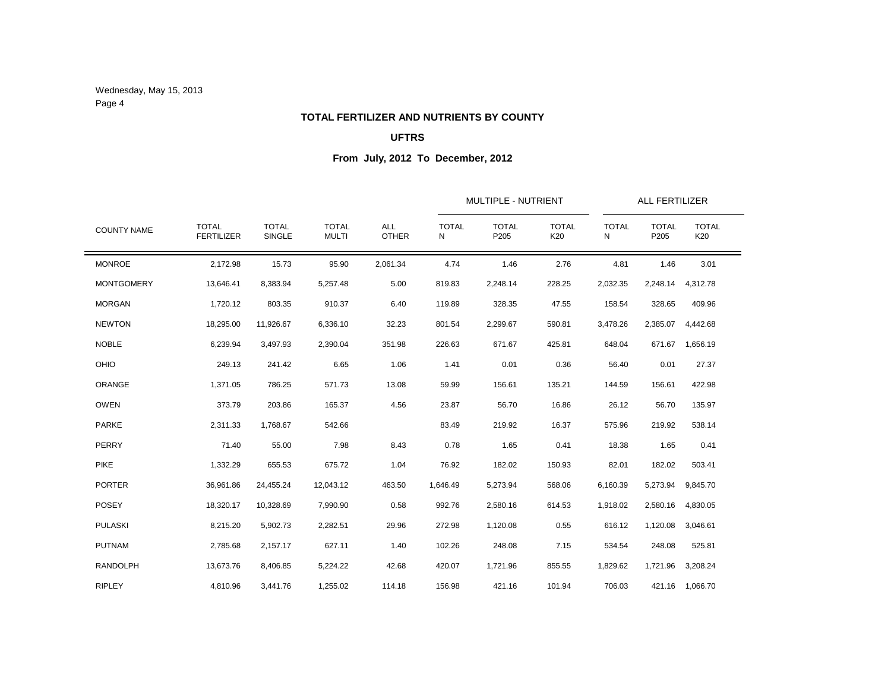## TOTAL FERTILIZER AND NUTRIENTS BY COUNTY

### UFTRS

### From July, 2012 To December, 2012

| COUNTY NAME | TOTAL FERTILIZER | TOTAL SINGLE | TOTAL MULTI | ALL OTHER | MULTIPLE - NUTRIENT | | | ALL FERTILIZER | | |
|---|---|---|---|---|---|---|---|---|---|---|
| | | | | | TOTAL N | TOTAL P205 | TOTAL K20 | TOTAL N | TOTAL P205 | TOTAL K20 |
| MONROE | 2,172.98 | 15.73 | 95.90 | 2,061.34 | 4.74 | 1.46 | 2.76 | 4.81 | 1.46 | 3.01 |
| MONTGOMERY | 13,646.41 | 8,383.94 | 5,257.48 | 5.00 | 819.83 | 2,248.14 | 228.25 | 2,032.35 | 2,248.14 | 4,312.78 |
| MORGAN | 1,720.12 | 803.35 | 910.37 | 6.40 | 119.89 | 328.35 | 47.55 | 158.54 | 328.65 | 409.96 |
| NEWTON | 18,295.00 | 11,926.67 | 6,336.10 | 32.23 | 801.54 | 2,299.67 | 590.81 | 3,478.26 | 2,385.07 | 4,442.68 |
| NOBLE | 6,239.94 | 3,497.93 | 2,390.04 | 351.98 | 226.63 | 671.67 | 425.81 | 648.04 | 671.67 | 1,656.19 |
| OHIO | 249.13 | 241.42 | 6.65 | 1.06 | 1.41 | 0.01 | 0.36 | 56.40 | 0.01 | 27.37 |
| ORANGE | 1,371.05 | 786.25 | 571.73 | 13.08 | 59.99 | 156.61 | 135.21 | 144.59 | 156.61 | 422.98 |
| OWEN | 373.79 | 203.86 | 165.37 | 4.56 | 23.87 | 56.70 | 16.86 | 26.12 | 56.70 | 135.97 |
| PARKE | 2,311.33 | 1,768.67 | 542.66 | | 83.49 | 219.92 | 16.37 | 575.96 | 219.92 | 538.14 |
| PERRY | 71.40 | 55.00 | 7.98 | 8.43 | 0.78 | 1.65 | 0.41 | 18.38 | 1.65 | 0.41 |
| PIKE | 1,332.29 | 655.53 | 675.72 | 1.04 | 76.92 | 182.02 | 150.93 | 82.01 | 182.02 | 503.41 |
| PORTER | 36,961.86 | 24,455.24 | 12,043.12 | 463.50 | 1,646.49 | 5,273.94 | 568.06 | 6,160.39 | 5,273.94 | 9,845.70 |
| POSEY | 18,320.17 | 10,328.69 | 7,990.90 | 0.58 | 992.76 | 2,580.16 | 614.53 | 1,918.02 | 2,580.16 | 4,830.05 |
| PULASKI | 8,215.20 | 5,902.73 | 2,282.51 | 29.96 | 272.98 | 1,120.08 | 0.55 | 616.12 | 1,120.08 | 3,046.61 |
| PUTNAM | 2,785.68 | 2,157.17 | 627.11 | 1.40 | 102.26 | 248.08 | 7.15 | 534.54 | 248.08 | 525.81 |
| RANDOLPH | 13,673.76 | 8,406.85 | 5,224.22 | 42.68 | 420.07 | 1,721.96 | 855.55 | 1,829.62 | 1,721.96 | 3,208.24 |
| RIPLEY | 4,810.96 | 3,441.76 | 1,255.02 | 114.18 | 156.98 | 421.16 | 101.94 | 706.03 | 421.16 | 1,066.70 |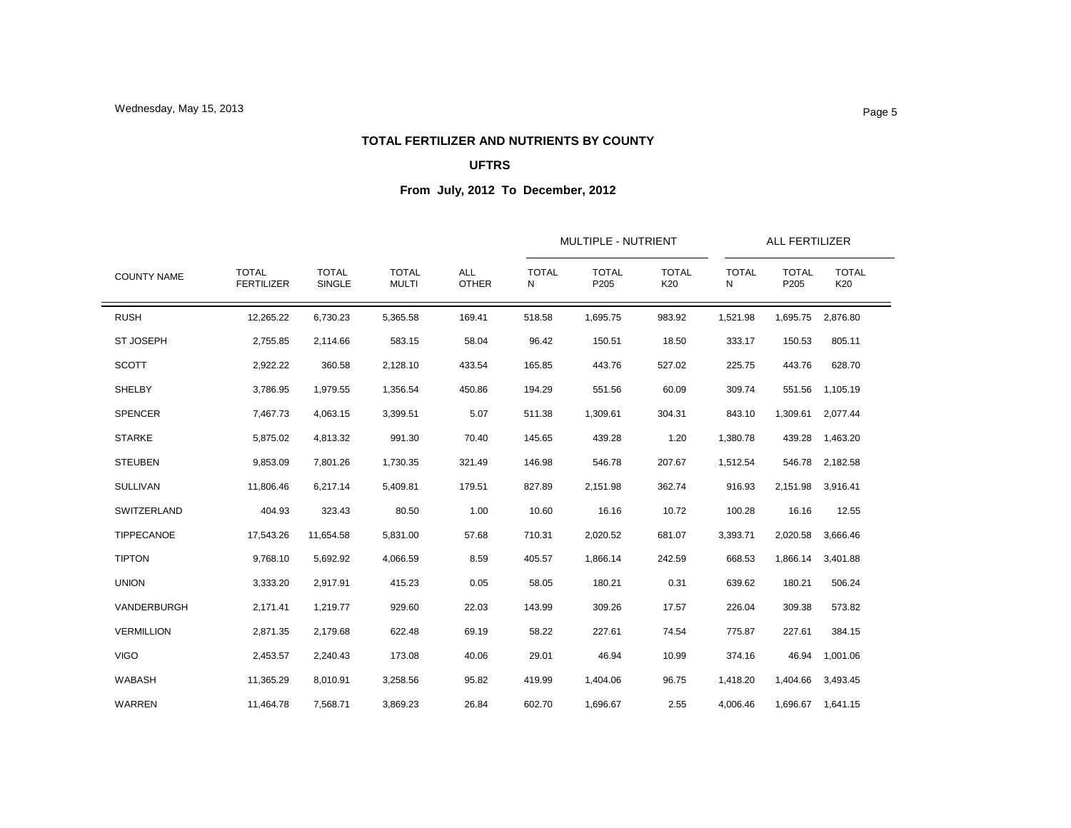Wednesday, May 15, 2013

**TOTAL FERTILIZER AND NUTRIENTS BY COUNTY**

**UFTRS**

**From July, 2012 To December, 2012**

| COUNTY NAME | TOTAL FERTILIZER | TOTAL SINGLE | TOTAL MULTI | ALL OTHER | MULTIPLE - NUTRIENT | | | ALL FERTILIZER | | |
|---|---|---|---|---|---|---|---|---|---|---|
| | | | | | TOTAL N | TOTAL P205 | TOTAL K20 | TOTAL N | TOTAL P205 | TOTAL K20 |
| RUSH | 12,265.22 | 6,730.23 | 5,365.58 | 169.41 | 518.58 | 1,695.75 | 983.92 | 1,521.98 | 1,695.75 | 2,876.80 |
| ST JOSEPH | 2,755.85 | 2,114.66 | 583.15 | 58.04 | 96.42 | 150.51 | 18.50 | 333.17 | 150.53 | 805.11 |
| SCOTT | 2,922.22 | 360.58 | 2,128.10 | 433.54 | 165.85 | 443.76 | 527.02 | 225.75 | 443.76 | 628.70 |
| SHELBY | 3,786.95 | 1,979.55 | 1,356.54 | 450.86 | 194.29 | 551.56 | 60.09 | 309.74 | 551.56 | 1,105.19 |
| SPENCER | 7,467.73 | 4,063.15 | 3,399.51 | 5.07 | 511.38 | 1,309.61 | 304.31 | 843.10 | 1,309.61 | 2,077.44 |
| STARKE | 5,875.02 | 4,813.32 | 991.30 | 70.40 | 145.65 | 439.28 | 1.20 | 1,380.78 | 439.28 | 1,463.20 |
| STEUBEN | 9,853.09 | 7,801.26 | 1,730.35 | 321.49 | 146.98 | 546.78 | 207.67 | 1,512.54 | 546.78 | 2,182.58 |
| SULLIVAN | 11,806.46 | 6,217.14 | 5,409.81 | 179.51 | 827.89 | 2,151.98 | 362.74 | 916.93 | 2,151.98 | 3,916.41 |
| SWITZERLAND | 404.93 | 323.43 | 80.50 | 1.00 | 10.60 | 16.16 | 10.72 | 100.28 | 16.16 | 12.55 |
| TIPPECANOE | 17,543.26 | 11,654.58 | 5,831.00 | 57.68 | 710.31 | 2,020.52 | 681.07 | 3,393.71 | 2,020.58 | 3,666.46 |
| TIPTON | 9,768.10 | 5,692.92 | 4,066.59 | 8.59 | 405.57 | 1,866.14 | 242.59 | 668.53 | 1,866.14 | 3,401.88 |
| UNION | 3,333.20 | 2,917.91 | 415.23 | 0.05 | 58.05 | 180.21 | 0.31 | 639.62 | 180.21 | 506.24 |
| VANDERBURGH | 2,171.41 | 1,219.77 | 929.60 | 22.03 | 143.99 | 309.26 | 17.57 | 226.04 | 309.38 | 573.82 |
| VERMILLION | 2,871.35 | 2,179.68 | 622.48 | 69.19 | 58.22 | 227.61 | 74.54 | 775.87 | 227.61 | 384.15 |
| VIGO | 2,453.57 | 2,240.43 | 173.08 | 40.06 | 29.01 | 46.94 | 10.99 | 374.16 | 46.94 | 1,001.06 |
| WABASH | 11,365.29 | 8,010.91 | 3,258.56 | 95.82 | 419.99 | 1,404.06 | 96.75 | 1,418.20 | 1,404.66 | 3,493.45 |
| WARREN | 11,464.78 | 7,568.71 | 3,869.23 | 26.84 | 602.70 | 1,696.67 | 2.55 | 4,006.46 | 1,696.67 | 1,641.15 |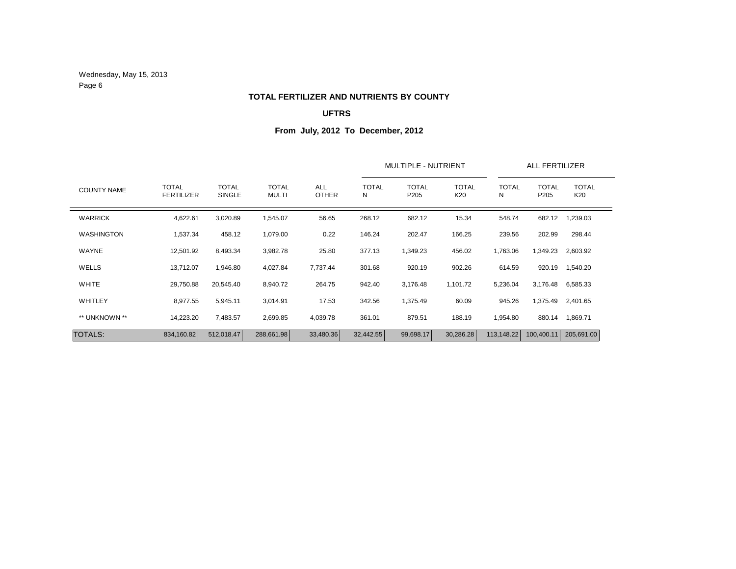Wednesday, May 15, 2013

## TOTAL FERTILIZER AND NUTRIENTS BY COUNTY

### UFTRS

### From July, 2012 To December, 2012

| | | | | | MULTIPLE - NUTRIENT | | | ALL FERTILIZER | | |
|---|---|---|---|---|---|---|---|---|---|---|
| COUNTY NAME | TOTAL FERTILIZER | TOTAL SINGLE | TOTAL MULTI | ALL OTHER | TOTAL N | TOTAL P205 | TOTAL K20 | TOTAL N | TOTAL P205 | TOTAL K20 |
| WARRICK | 4,622.61 | 3,020.89 | 1,545.07 | 56.65 | 268.12 | 682.12 | 15.34 | 548.74 | 682.12 | 1,239.03 |
| WASHINGTON | 1,537.34 | 458.12 | 1,079.00 | 0.22 | 146.24 | 202.47 | 166.25 | 239.56 | 202.99 | 298.44 |
| WAYNE | 12,501.92 | 8,493.34 | 3,982.78 | 25.80 | 377.13 | 1,349.23 | 456.02 | 1,763.06 | 1,349.23 | 2,603.92 |
| WELLS | 13,712.07 | 1,946.80 | 4,027.84 | 7,737.44 | 301.68 | 920.19 | 902.26 | 614.59 | 920.19 | 1,540.20 |
| WHITE | 29,750.88 | 20,545.40 | 8,940.72 | 264.75 | 942.40 | 3,176.48 | 1,101.72 | 5,236.04 | 3,176.48 | 6,585.33 |
| WHITLEY | 8,977.55 | 5,945.11 | 3,014.91 | 17.53 | 342.56 | 1,375.49 | 60.09 | 945.26 | 1,375.49 | 2,401.65 |
| ** UNKNOWN ** | 14,223.20 | 7,483.57 | 2,699.85 | 4,039.78 | 361.01 | 879.51 | 188.19 | 1,954.80 | 880.14 | 1,869.71 |
| TOTALS: | 834,160.82 | 512,018.47 | 288,661.98 | 33,480.36 | 32,442.55 | 99,698.17 | 30,286.28 | 113,148.22 | 100,400.11 | 205,691.00 |